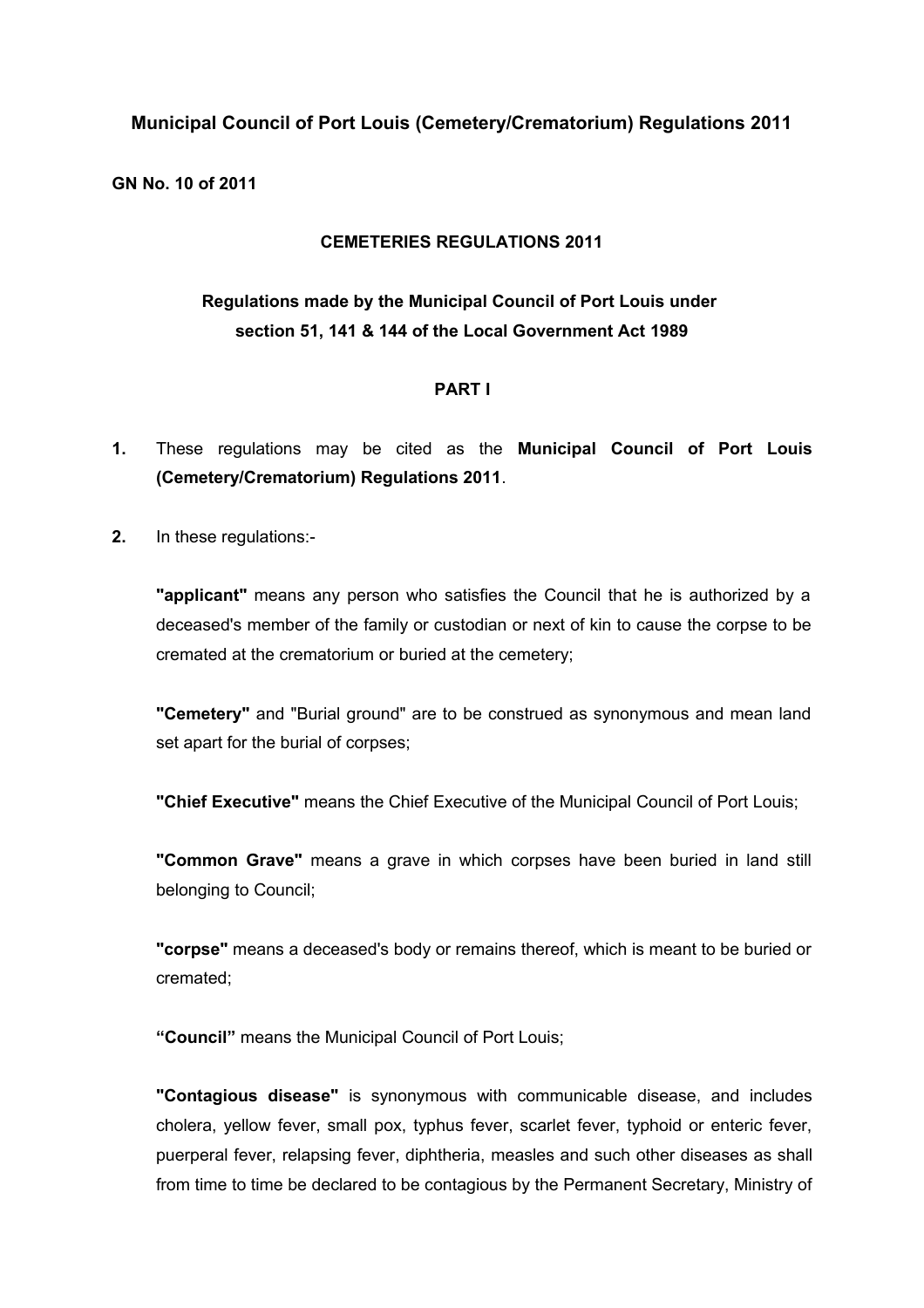# Municipal Council of Port Louis (Cemetery/Crematorium) Regulations 2011

**GN No. 10 of 2011**

## CEMETERIES REGULATIONS 2011

### Regulations made by the Municipal Council of Port Louis under section 51, 141 & 144 of the Local Government Act 1989

## PART I

**1.** These regulations may be cited as the **Municipal Council of Port Louis (Cemetery/Crematorium) Regulations 2011**.

**2.** In these regulations:-

**"applicant"** means any person who satisfies the Council that he is authorized by a deceased's member of the family or custodian or next of kin to cause the corpse to be cremated at the crematorium or buried at the cemetery;

**"Cemetery"** and "Burial ground" are to be construed as synonymous and mean land set apart for the burial of corpses;

**"Chief Executive"** means the Chief Executive of the Municipal Council of Port Louis;

**"Common Grave"** means a grave in which corpses have been buried in land still belonging to Council;

**"corpse"** means a deceased's body or remains thereof, which is meant to be buried or cremated;

**"Council"** means the Municipal Council of Port Louis;

**"Contagious disease"** is synonymous with communicable disease, and includes cholera, yellow fever, small pox, typhus fever, scarlet fever, typhoid or enteric fever, puerperal fever, relapsing fever, diphtheria, measles and such other diseases as shall from time to time be declared to be contagious by the Permanent Secretary, Ministry of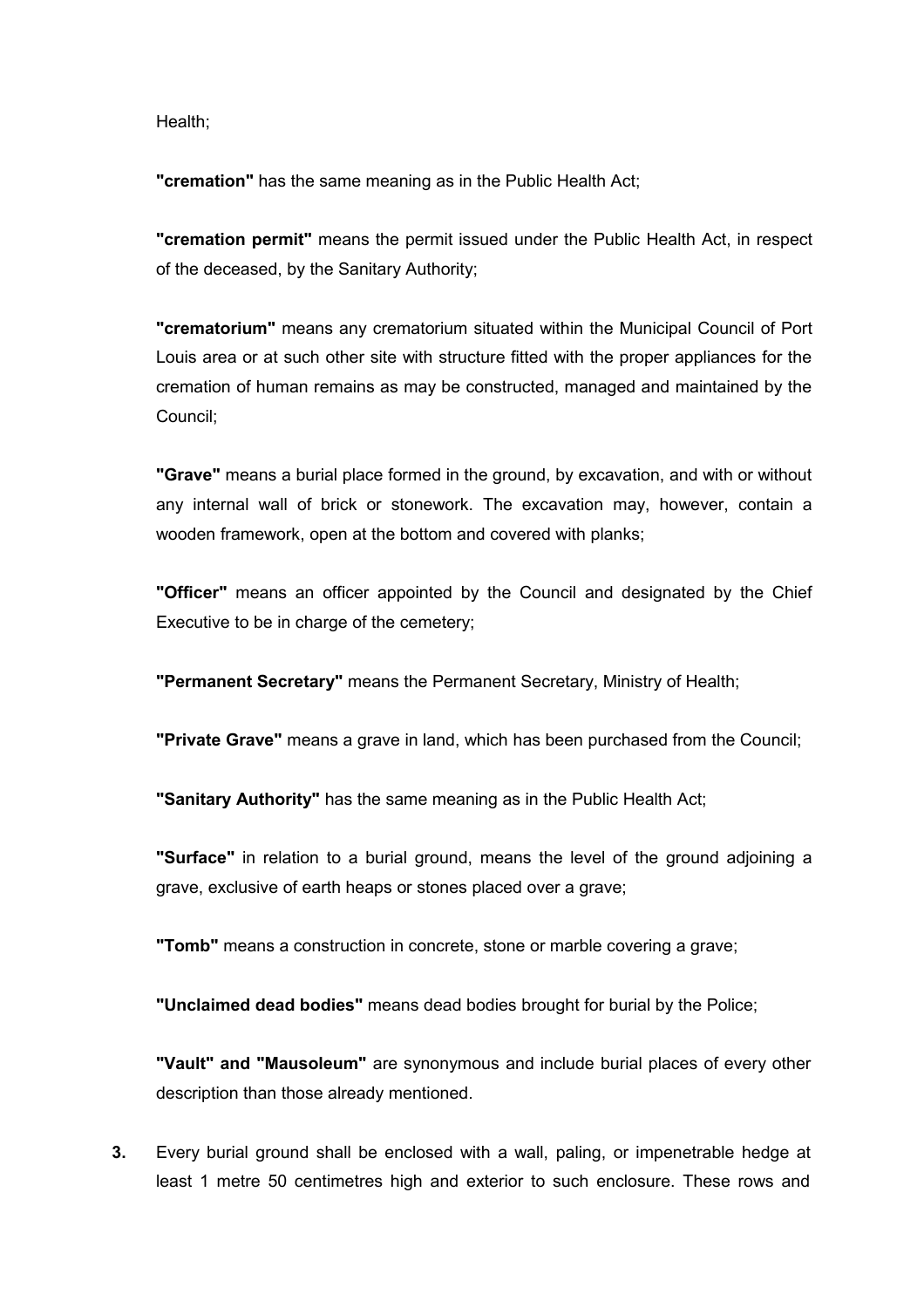Health;

**"cremation"** has the same meaning as in the Public Health Act;

**"cremation permit"** means the permit issued under the Public Health Act, in respect of the deceased, by the Sanitary Authority;

**"crematorium"** means any crematorium situated within the Municipal Council of Port Louis area or at such other site with structure fitted with the proper appliances for the cremation of human remains as may be constructed, managed and maintained by the Council;

**"Grave"** means a burial place formed in the ground, by excavation, and with or without any internal wall of brick or stonework. The excavation may, however, contain a wooden framework, open at the bottom and covered with planks;

**"Officer"** means an officer appointed by the Council and designated by the Chief Executive to be in charge of the cemetery;

**"Permanent Secretary"** means the Permanent Secretary, Ministry of Health;

**"Private Grave"** means a grave in land, which has been purchased from the Council;

**"Sanitary Authority"** has the same meaning as in the Public Health Act;

**"Surface"** in relation to a burial ground, means the level of the ground adjoining a grave, exclusive of earth heaps or stones placed over a grave;

**"Tomb"** means a construction in concrete, stone or marble covering a grave;

**"Unclaimed dead bodies"** means dead bodies brought for burial by the Police;

**"Vault" and "Mausoleum"** are synonymous and include burial places of every other description than those already mentioned.

**3.** Every burial ground shall be enclosed with a wall, paling, or impenetrable hedge at least 1 metre 50 centimetres high and exterior to such enclosure. These rows and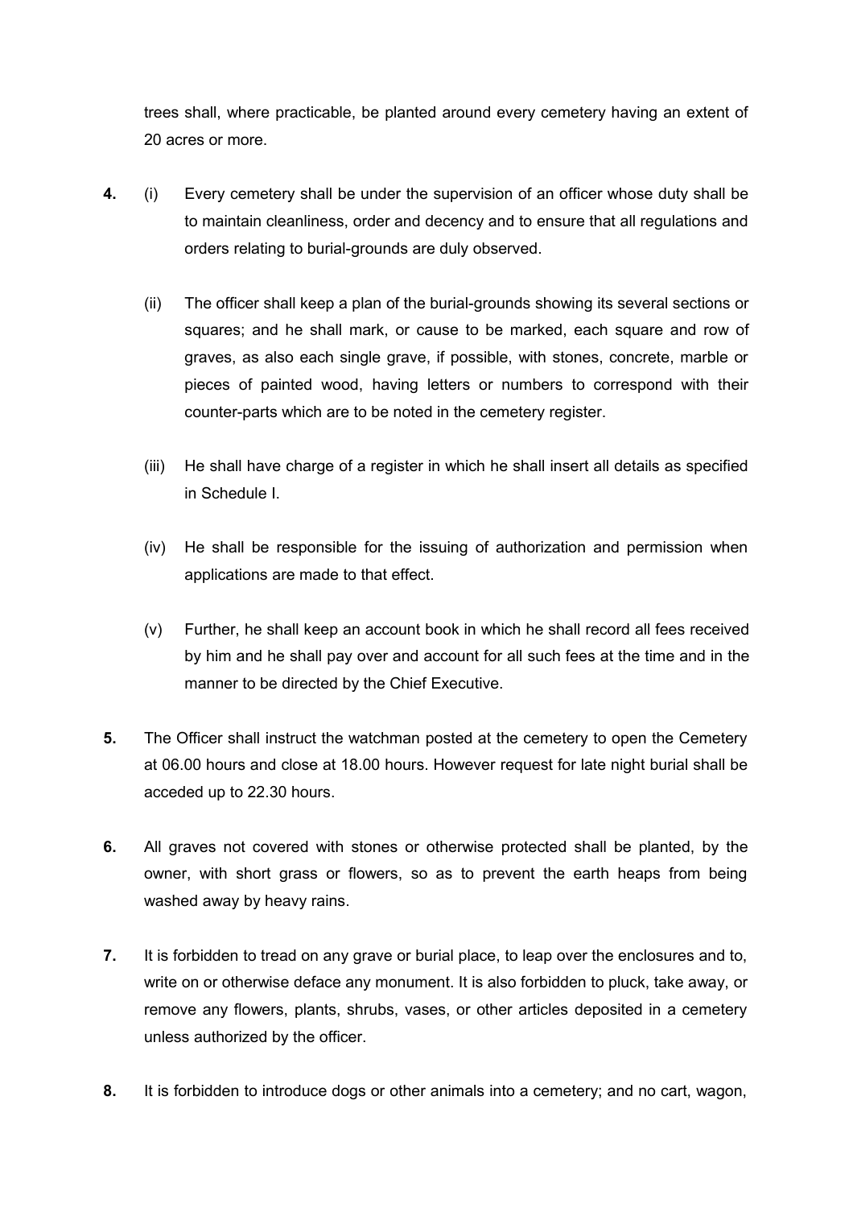trees shall, where practicable, be planted around every cemetery having an extent of 20 acres or more.

**4.** (i) Every cemetery shall be under the supervision of an officer whose duty shall be to maintain cleanliness, order and decency and to ensure that all regulations and orders relating to burial-grounds are duly observed.

(ii) The officer shall keep a plan of the burial-grounds showing its several sections or squares; and he shall mark, or cause to be marked, each square and row of graves, as also each single grave, if possible, with stones, concrete, marble or pieces of painted wood, having letters or numbers to correspond with their counter-parts which are to be noted in the cemetery register.

(iii) He shall have charge of a register in which he shall insert all details as specified in Schedule I.

(iv) He shall be responsible for the issuing of authorization and permission when applications are made to that effect.

(v) Further, he shall keep an account book in which he shall record all fees received by him and he shall pay over and account for all such fees at the time and in the manner to be directed by the Chief Executive.

**5.** The Officer shall instruct the watchman posted at the cemetery to open the Cemetery at 06.00 hours and close at 18.00 hours. However request for late night burial shall be acceded up to 22.30 hours.

**6.** All graves not covered with stones or otherwise protected shall be planted, by the owner, with short grass or flowers, so as to prevent the earth heaps from being washed away by heavy rains.

**7.** It is forbidden to tread on any grave or burial place, to leap over the enclosures and to, write on or otherwise deface any monument. It is also forbidden to pluck, take away, or remove any flowers, plants, shrubs, vases, or other articles deposited in a cemetery unless authorized by the officer.

**8.** It is forbidden to introduce dogs or other animals into a cemetery; and no cart, wagon,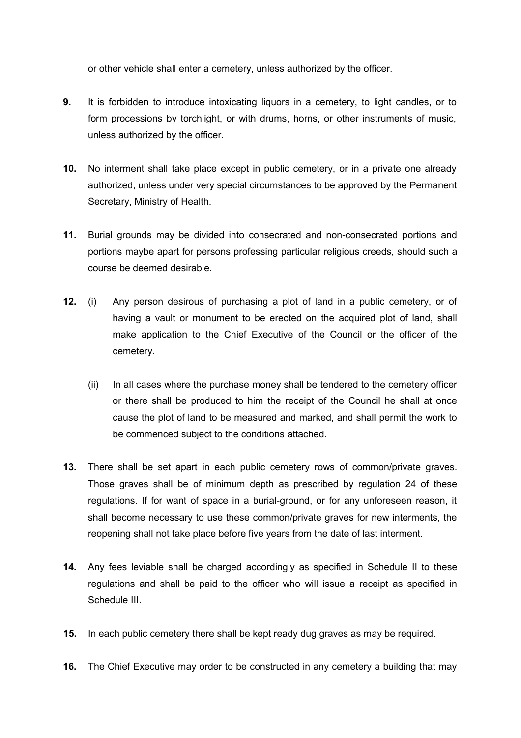or other vehicle shall enter a cemetery, unless authorized by the officer.

**9.** It is forbidden to introduce intoxicating liquors in a cemetery, to light candles, or to form processions by torchlight, or with drums, horns, or other instruments of music, unless authorized by the officer.

**10.** No interment shall take place except in public cemetery, or in a private one already authorized, unless under very special circumstances to be approved by the Permanent Secretary, Ministry of Health.

**11.** Burial grounds may be divided into consecrated and non-consecrated portions and portions maybe apart for persons professing particular religious creeds, should such a course be deemed desirable.

**12.** (i) Any person desirous of purchasing a plot of land in a public cemetery, or of having a vault or monument to be erected on the acquired plot of land, shall make application to the Chief Executive of the Council or the officer of the cemetery.

(ii) In all cases where the purchase money shall be tendered to the cemetery officer or there shall be produced to him the receipt of the Council he shall at once cause the plot of land to be measured and marked, and shall permit the work to be commenced subject to the conditions attached.

**13.** There shall be set apart in each public cemetery rows of common/private graves. Those graves shall be of minimum depth as prescribed by regulation 24 of these regulations. If for want of space in a burial-ground, or for any unforeseen reason, it shall become necessary to use these common/private graves for new interments, the reopening shall not take place before five years from the date of last interment.

**14.** Any fees leviable shall be charged accordingly as specified in Schedule II to these regulations and shall be paid to the officer who will issue a receipt as specified in Schedule III.

**15.** In each public cemetery there shall be kept ready dug graves as may be required.

**16.** The Chief Executive may order to be constructed in any cemetery a building that may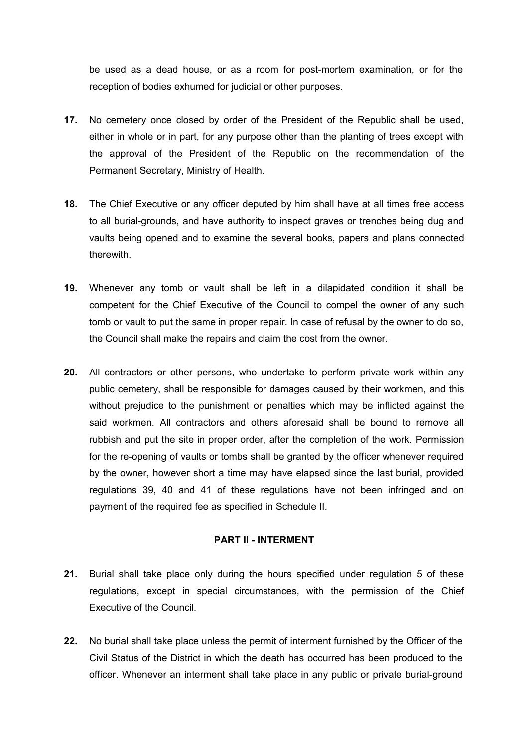be used as a dead house, or as a room for post-mortem examination, or for the reception of bodies exhumed for judicial or other purposes.

**17.** No cemetery once closed by order of the President of the Republic shall be used, either in whole or in part, for any purpose other than the planting of trees except with the approval of the President of the Republic on the recommendation of the Permanent Secretary, Ministry of Health.

**18.** The Chief Executive or any officer deputed by him shall have at all times free access to all burial-grounds, and have authority to inspect graves or trenches being dug and vaults being opened and to examine the several books, papers and plans connected therewith.

**19.** Whenever any tomb or vault shall be left in a dilapidated condition it shall be competent for the Chief Executive of the Council to compel the owner of any such tomb or vault to put the same in proper repair. In case of refusal by the owner to do so, the Council shall make the repairs and claim the cost from the owner.

**20.** All contractors or other persons, who undertake to perform private work within any public cemetery, shall be responsible for damages caused by their workmen, and this without prejudice to the punishment or penalties which may be inflicted against the said workmen. All contractors and others aforesaid shall be bound to remove all rubbish and put the site in proper order, after the completion of the work. Permission for the re-opening of vaults or tombs shall be granted by the officer whenever required by the owner, however short a time may have elapsed since the last burial, provided regulations 39, 40 and 41 of these regulations have not been infringed and on payment of the required fee as specified in Schedule II.

## PART II - INTERMENT

**21.** Burial shall take place only during the hours specified under regulation 5 of these regulations, except in special circumstances, with the permission of the Chief Executive of the Council.

**22.** No burial shall take place unless the permit of interment furnished by the Officer of the Civil Status of the District in which the death has occurred has been produced to the officer. Whenever an interment shall take place in any public or private burial-ground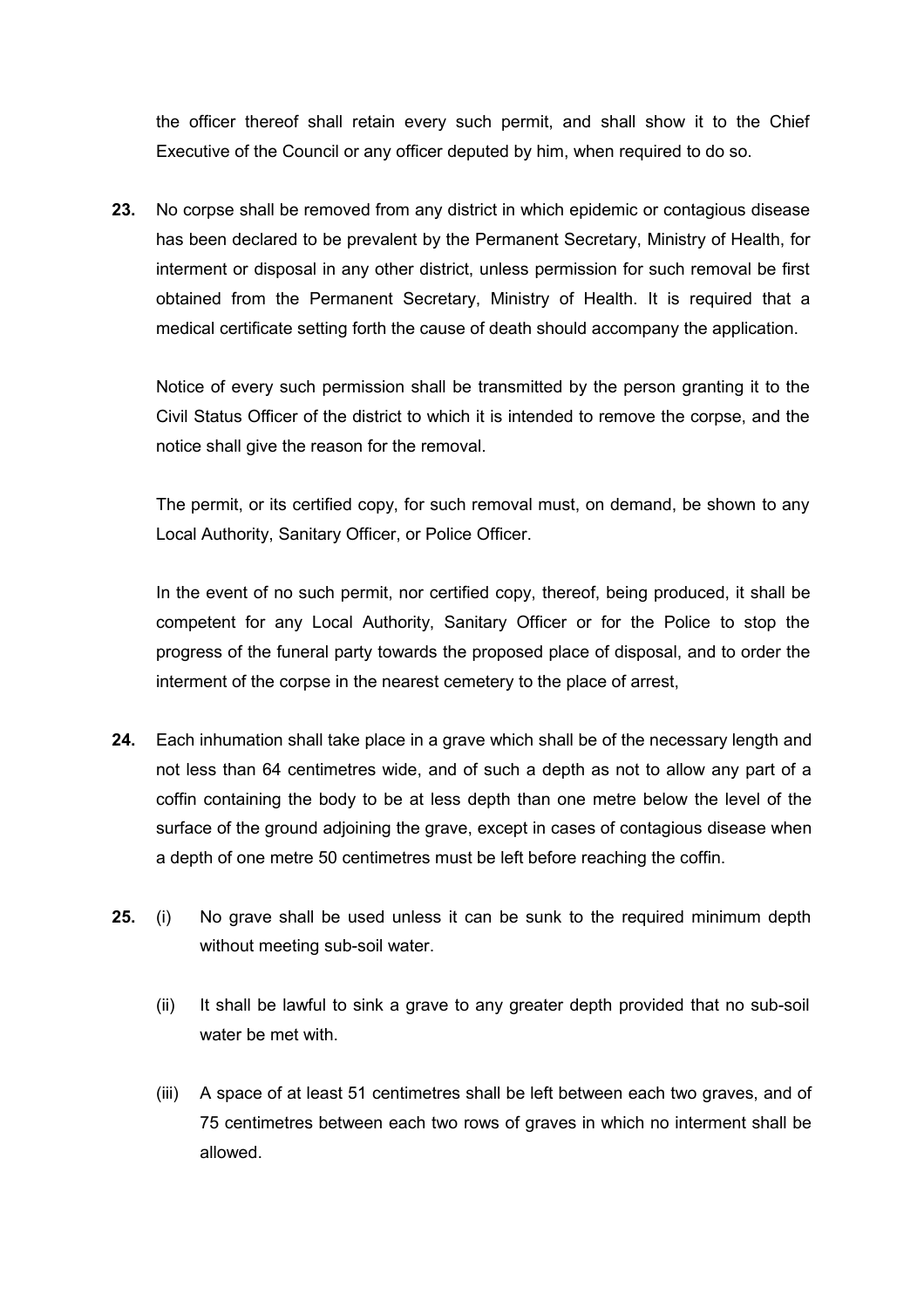the officer thereof shall retain every such permit, and shall show it to the Chief Executive of the Council or any officer deputed by him, when required to do so.

**23.** No corpse shall be removed from any district in which epidemic or contagious disease has been declared to be prevalent by the Permanent Secretary, Ministry of Health, for interment or disposal in any other district, unless permission for such removal be first obtained from the Permanent Secretary, Ministry of Health. It is required that a medical certificate setting forth the cause of death should accompany the application.

Notice of every such permission shall be transmitted by the person granting it to the Civil Status Officer of the district to which it is intended to remove the corpse, and the notice shall give the reason for the removal.

The permit, or its certified copy, for such removal must, on demand, be shown to any Local Authority, Sanitary Officer, or Police Officer.

In the event of no such permit, nor certified copy, thereof, being produced, it shall be competent for any Local Authority, Sanitary Officer or for the Police to stop the progress of the funeral party towards the proposed place of disposal, and to order the interment of the corpse in the nearest cemetery to the place of arrest,

**24.** Each inhumation shall take place in a grave which shall be of the necessary length and not less than 64 centimetres wide, and of such a depth as not to allow any part of a coffin containing the body to be at less depth than one metre below the level of the surface of the ground adjoining the grave, except in cases of contagious disease when a depth of one metre 50 centimetres must be left before reaching the coffin.

**25.** (i) No grave shall be used unless it can be sunk to the required minimum depth without meeting sub-soil water.

(ii) It shall be lawful to sink a grave to any greater depth provided that no sub-soil water be met with.

(iii) A space of at least 51 centimetres shall be left between each two graves, and of 75 centimetres between each two rows of graves in which no interment shall be allowed.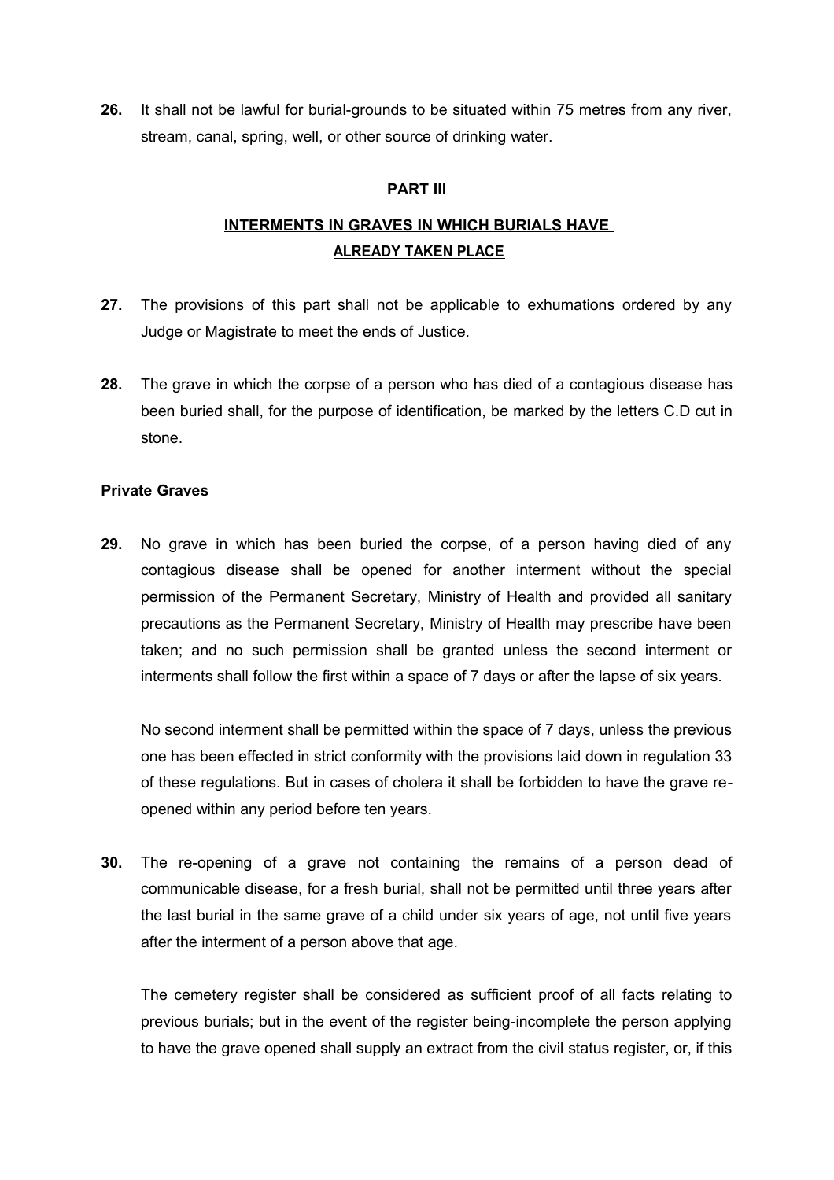**26.** It shall not be lawful for burial-grounds to be situated within 75 metres from any river, stream, canal, spring, well, or other source of drinking water.

## PART III

## INTERMENTS IN GRAVES IN WHICH BURIALS HAVE ALREADY TAKEN PLACE

**27.** The provisions of this part shall not be applicable to exhumations ordered by any Judge or Magistrate to meet the ends of Justice.

**28.** The grave in which the corpse of a person who has died of a contagious disease has been buried shall, for the purpose of identification, be marked by the letters C.D cut in stone.

### Private Graves

**29.** No grave in which has been buried the corpse, of a person having died of any contagious disease shall be opened for another interment without the special permission of the Permanent Secretary, Ministry of Health and provided all sanitary precautions as the Permanent Secretary, Ministry of Health may prescribe have been taken; and no such permission shall be granted unless the second interment or interments shall follow the first within a space of 7 days or after the lapse of six years.

No second interment shall be permitted within the space of 7 days, unless the previous one has been effected in strict conformity with the provisions laid down in regulation 33 of these regulations. But in cases of cholera it shall be forbidden to have the grave re-opened within any period before ten years.

**30.** The re-opening of a grave not containing the remains of a person dead of communicable disease, for a fresh burial, shall not be permitted until three years after the last burial in the same grave of a child under six years of age, not until five years after the interment of a person above that age.

The cemetery register shall be considered as sufficient proof of all facts relating to previous burials; but in the event of the register being-incomplete the person applying to have the grave opened shall supply an extract from the civil status register, or, if this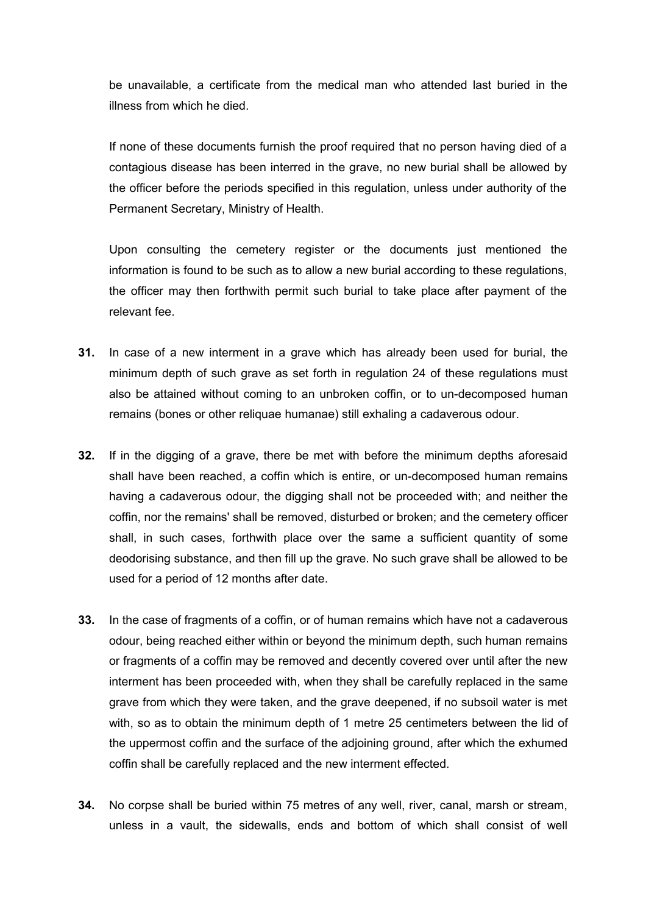be unavailable, a certificate from the medical man who attended last buried in the illness from which he died.

If none of these documents furnish the proof required that no person having died of a contagious disease has been interred in the grave, no new burial shall be allowed by the officer before the periods specified in this regulation, unless under authority of the Permanent Secretary, Ministry of Health.

Upon consulting the cemetery register or the documents just mentioned the information is found to be such as to allow a new burial according to these regulations, the officer may then forthwith permit such burial to take place after payment of the relevant fee.

**31.** In case of a new interment in a grave which has already been used for burial, the minimum depth of such grave as set forth in regulation 24 of these regulations must also be attained without coming to an unbroken coffin, or to un-decomposed human remains (bones or other reliquae humanae) still exhaling a cadaverous odour.

**32.** If in the digging of a grave, there be met with before the minimum depths aforesaid shall have been reached, a coffin which is entire, or un-decomposed human remains having a cadaverous odour, the digging shall not be proceeded with; and neither the coffin, nor the remains' shall be removed, disturbed or broken; and the cemetery officer shall, in such cases, forthwith place over the same a sufficient quantity of some deodorising substance, and then fill up the grave. No such grave shall be allowed to be used for a period of 12 months after date.

**33.** In the case of fragments of a coffin, or of human remains which have not a cadaverous odour, being reached either within or beyond the minimum depth, such human remains or fragments of a coffin may be removed and decently covered over until after the new interment has been proceeded with, when they shall be carefully replaced in the same grave from which they were taken, and the grave deepened, if no subsoil water is met with, so as to obtain the minimum depth of 1 metre 25 centimeters between the lid of the uppermost coffin and the surface of the adjoining ground, after which the exhumed coffin shall be carefully replaced and the new interment effected.

**34.** No corpse shall be buried within 75 metres of any well, river, canal, marsh or stream, unless in a vault, the sidewalls, ends and bottom of which shall consist of well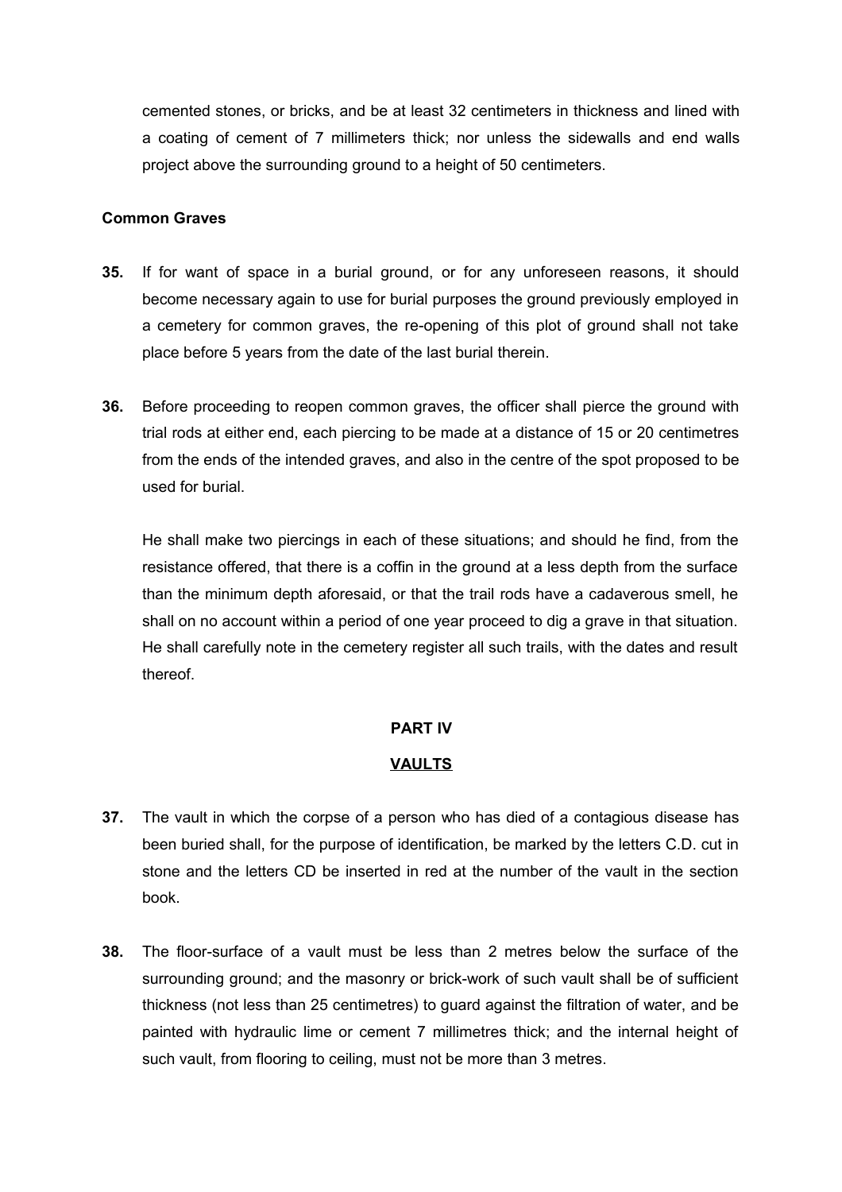cemented stones, or bricks, and be at least 32 centimeters in thickness and lined with a coating of cement of 7 millimeters thick; nor unless the sidewalls and end walls project above the surrounding ground to a height of 50 centimeters.

**Common Graves**

**35.** If for want of space in a burial ground, or for any unforeseen reasons, it should become necessary again to use for burial purposes the ground previously employed in a cemetery for common graves, the re-opening of this plot of ground shall not take place before 5 years from the date of the last burial therein.

**36.** Before proceeding to reopen common graves, the officer shall pierce the ground with trial rods at either end, each piercing to be made at a distance of 15 or 20 centimetres from the ends of the intended graves, and also in the centre of the spot proposed to be used for burial.

He shall make two piercings in each of these situations; and should he find, from the resistance offered, that there is a coffin in the ground at a less depth from the surface than the minimum depth aforesaid, or that the trail rods have a cadaverous smell, he shall on no account within a period of one year proceed to dig a grave in that situation. He shall carefully note in the cemetery register all such trails, with the dates and result thereof.

## PART IV

## VAULTS

**37.** The vault in which the corpse of a person who has died of a contagious disease has been buried shall, for the purpose of identification, be marked by the letters C.D. cut in stone and the letters CD be inserted in red at the number of the vault in the section book.

**38.** The floor-surface of a vault must be less than 2 metres below the surface of the surrounding ground; and the masonry or brick-work of such vault shall be of sufficient thickness (not less than 25 centimetres) to guard against the filtration of water, and be painted with hydraulic lime or cement 7 millimetres thick; and the internal height of such vault, from flooring to ceiling, must not be more than 3 metres.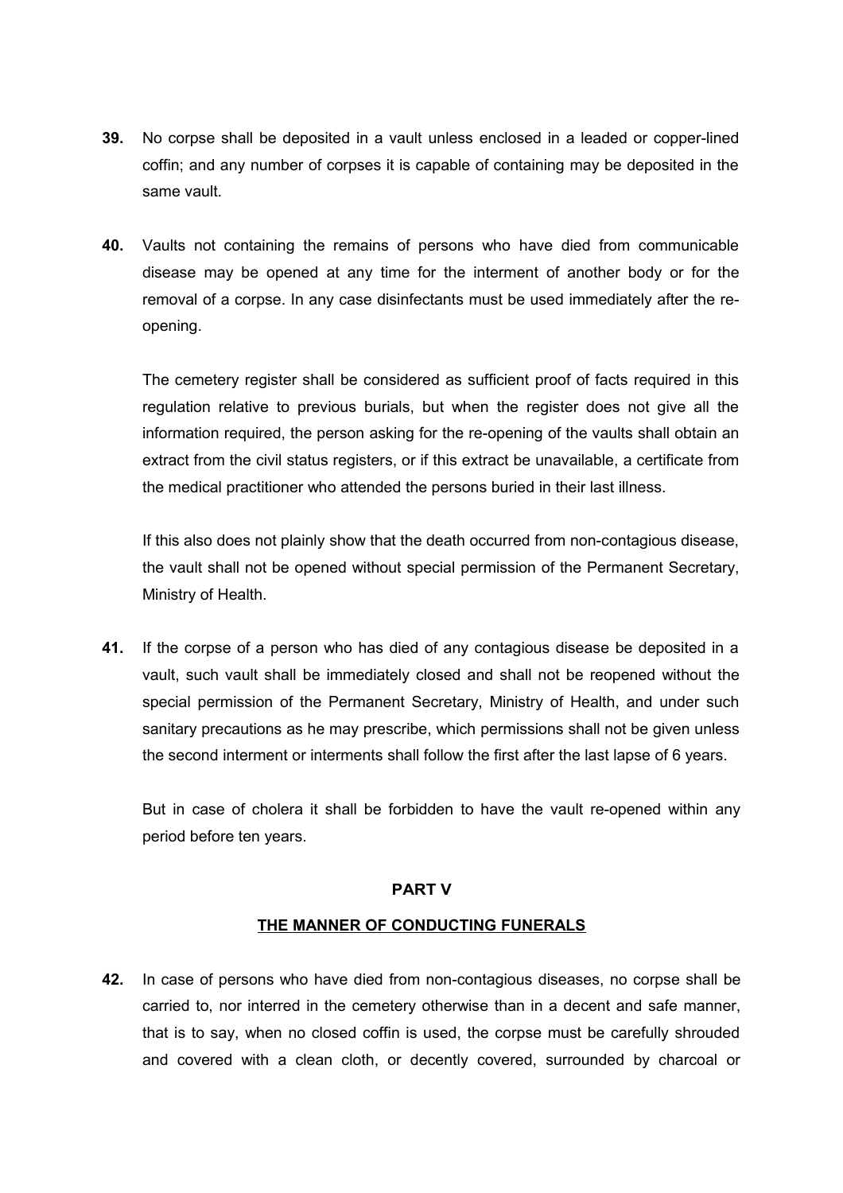**39.** No corpse shall be deposited in a vault unless enclosed in a leaded or copper-lined coffin; and any number of corpses it is capable of containing may be deposited in the same vault.

**40.** Vaults not containing the remains of persons who have died from communicable disease may be opened at any time for the interment of another body or for the removal of a corpse. In any case disinfectants must be used immediately after the re-opening.

The cemetery register shall be considered as sufficient proof of facts required in this regulation relative to previous burials, but when the register does not give all the information required, the person asking for the re-opening of the vaults shall obtain an extract from the civil status registers, or if this extract be unavailable, a certificate from the medical practitioner who attended the persons buried in their last illness.

If this also does not plainly show that the death occurred from non-contagious disease, the vault shall not be opened without special permission of the Permanent Secretary, Ministry of Health.

**41.** If the corpse of a person who has died of any contagious disease be deposited in a vault, such vault shall be immediately closed and shall not be reopened without the special permission of the Permanent Secretary, Ministry of Health, and under such sanitary precautions as he may prescribe, which permissions shall not be given unless the second interment or interments shall follow the first after the last lapse of 6 years.

But in case of cholera it shall be forbidden to have the vault re-opened within any period before ten years.

## PART V

## THE MANNER OF CONDUCTING FUNERALS

**42.** In case of persons who have died from non-contagious diseases, no corpse shall be carried to, nor interred in the cemetery otherwise than in a decent and safe manner, that is to say, when no closed coffin is used, the corpse must be carefully shrouded and covered with a clean cloth, or decently covered, surrounded by charcoal or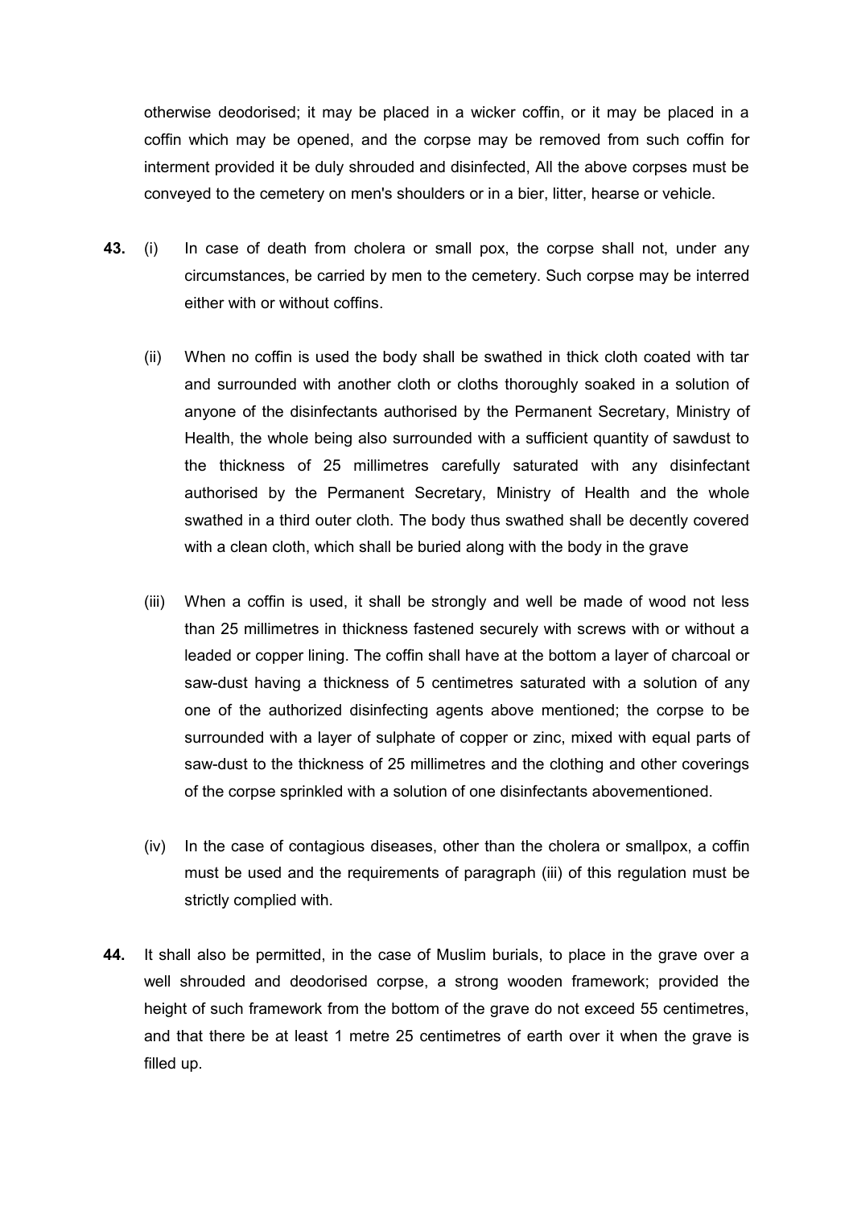otherwise deodorised; it may be placed in a wicker coffin, or it may be placed in a coffin which may be opened, and the corpse may be removed from such coffin for interment provided it be duly shrouded and disinfected, All the above corpses must be conveyed to the cemetery on men's shoulders or in a bier, litter, hearse or vehicle.

**43.** (i) In case of death from cholera or small pox, the corpse shall not, under any circumstances, be carried by men to the cemetery. Such corpse may be interred either with or without coffins.

(ii) When no coffin is used the body shall be swathed in thick cloth coated with tar and surrounded with another cloth or cloths thoroughly soaked in a solution of anyone of the disinfectants authorised by the Permanent Secretary, Ministry of Health, the whole being also surrounded with a sufficient quantity of sawdust to the thickness of 25 millimetres carefully saturated with any disinfectant authorised by the Permanent Secretary, Ministry of Health and the whole swathed in a third outer cloth. The body thus swathed shall be decently covered with a clean cloth, which shall be buried along with the body in the grave

(iii) When a coffin is used, it shall be strongly and well be made of wood not less than 25 millimetres in thickness fastened securely with screws with or without a leaded or copper lining. The coffin shall have at the bottom a layer of charcoal or saw-dust having a thickness of 5 centimetres saturated with a solution of any one of the authorized disinfecting agents above mentioned; the corpse to be surrounded with a layer of sulphate of copper or zinc, mixed with equal parts of saw-dust to the thickness of 25 millimetres and the clothing and other coverings of the corpse sprinkled with a solution of one disinfectants abovementioned.

(iv) In the case of contagious diseases, other than the cholera or smallpox, a coffin must be used and the requirements of paragraph (iii) of this regulation must be strictly complied with.

**44.** It shall also be permitted, in the case of Muslim burials, to place in the grave over a well shrouded and deodorised corpse, a strong wooden framework; provided the height of such framework from the bottom of the grave do not exceed 55 centimetres, and that there be at least 1 metre 25 centimetres of earth over it when the grave is filled up.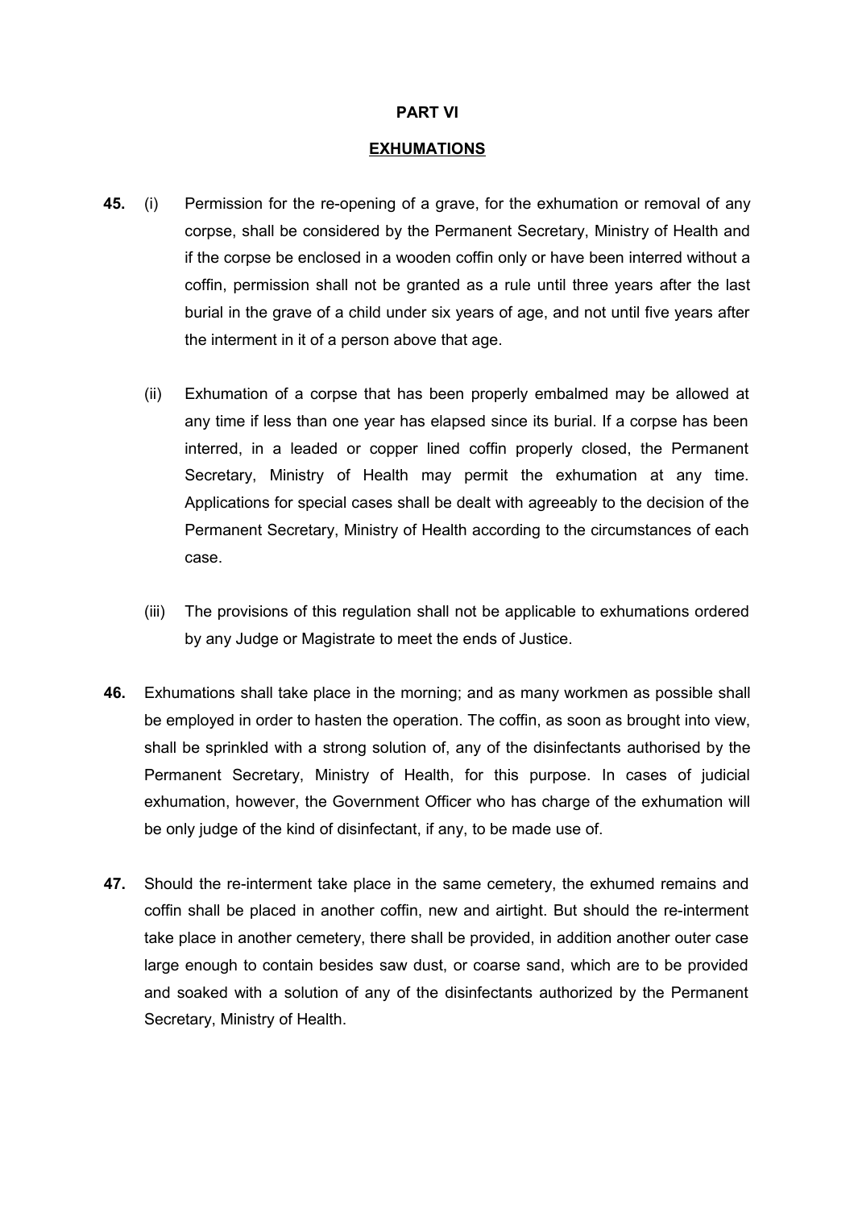## PART VI

## EXHUMATIONS

**45.** (i) Permission for the re-opening of a grave, for the exhumation or removal of any corpse, shall be considered by the Permanent Secretary, Ministry of Health and if the corpse be enclosed in a wooden coffin only or have been interred without a coffin, permission shall not be granted as a rule until three years after the last burial in the grave of a child under six years of age, and not until five years after the interment in it of a person above that age.

(ii) Exhumation of a corpse that has been properly embalmed may be allowed at any time if less than one year has elapsed since its burial. If a corpse has been interred, in a leaded or copper lined coffin properly closed, the Permanent Secretary, Ministry of Health may permit the exhumation at any time. Applications for special cases shall be dealt with agreeably to the decision of the Permanent Secretary, Ministry of Health according to the circumstances of each case.

(iii) The provisions of this regulation shall not be applicable to exhumations ordered by any Judge or Magistrate to meet the ends of Justice.

**46.** Exhumations shall take place in the morning; and as many workmen as possible shall be employed in order to hasten the operation. The coffin, as soon as brought into view, shall be sprinkled with a strong solution of, any of the disinfectants authorised by the Permanent Secretary, Ministry of Health, for this purpose. In cases of judicial exhumation, however, the Government Officer who has charge of the exhumation will be only judge of the kind of disinfectant, if any, to be made use of.

**47.** Should the re-interment take place in the same cemetery, the exhumed remains and coffin shall be placed in another coffin, new and airtight. But should the re-interment take place in another cemetery, there shall be provided, in addition another outer case large enough to contain besides saw dust, or coarse sand, which are to be provided and soaked with a solution of any of the disinfectants authorized by the Permanent Secretary, Ministry of Health.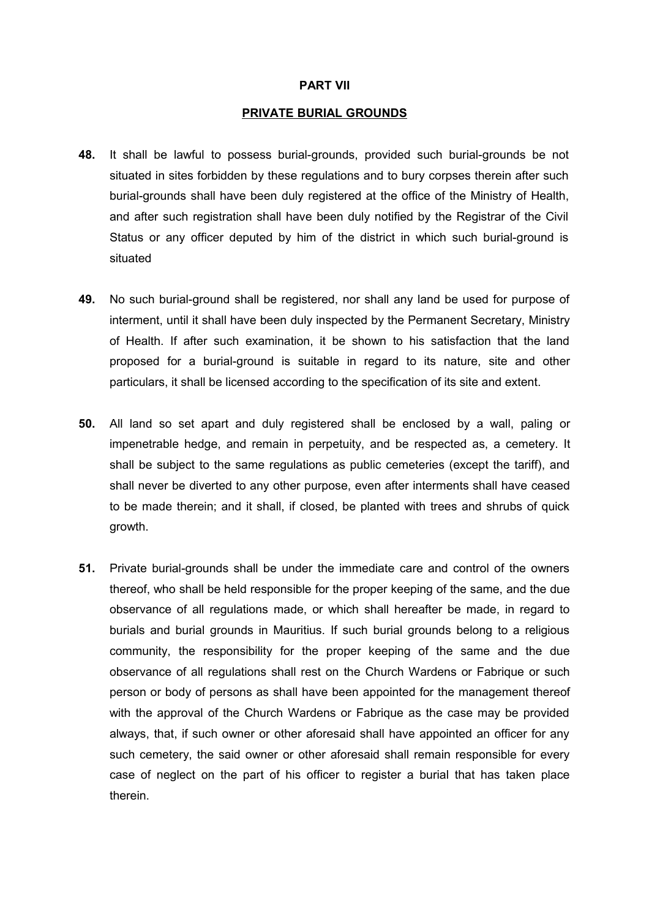## PART VII

## PRIVATE BURIAL GROUNDS

**48.** It shall be lawful to possess burial-grounds, provided such burial-grounds be not situated in sites forbidden by these regulations and to bury corpses therein after such burial-grounds shall have been duly registered at the office of the Ministry of Health, and after such registration shall have been duly notified by the Registrar of the Civil Status or any officer deputed by him of the district in which such burial-ground is situated

**49.** No such burial-ground shall be registered, nor shall any land be used for purpose of interment, until it shall have been duly inspected by the Permanent Secretary, Ministry of Health. If after such examination, it be shown to his satisfaction that the land proposed for a burial-ground is suitable in regard to its nature, site and other particulars, it shall be licensed according to the specification of its site and extent.

**50.** All land so set apart and duly registered shall be enclosed by a wall, paling or impenetrable hedge, and remain in perpetuity, and be respected as, a cemetery. It shall be subject to the same regulations as public cemeteries (except the tariff), and shall never be diverted to any other purpose, even after interments shall have ceased to be made therein; and it shall, if closed, be planted with trees and shrubs of quick growth.

**51.** Private burial-grounds shall be under the immediate care and control of the owners thereof, who shall be held responsible for the proper keeping of the same, and the due observance of all regulations made, or which shall hereafter be made, in regard to burials and burial grounds in Mauritius. If such burial grounds belong to a religious community, the responsibility for the proper keeping of the same and the due observance of all regulations shall rest on the Church Wardens or Fabrique or such person or body of persons as shall have been appointed for the management thereof with the approval of the Church Wardens or Fabrique as the case may be provided always, that, if such owner or other aforesaid shall have appointed an officer for any such cemetery, the said owner or other aforesaid shall remain responsible for every case of neglect on the part of his officer to register a burial that has taken place therein.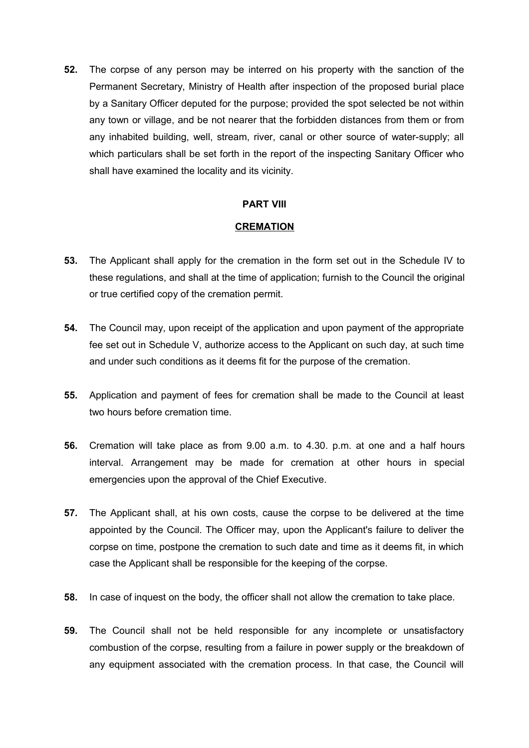**52.** The corpse of any person may be interred on his property with the sanction of the Permanent Secretary, Ministry of Health after inspection of the proposed burial place by a Sanitary Officer deputed for the purpose; provided the spot selected be not within any town or village, and be not nearer that the forbidden distances from them or from any inhabited building, well, stream, river, canal or other source of water-supply; all which particulars shall be set forth in the report of the inspecting Sanitary Officer who shall have examined the locality and its vicinity.

## PART VIII

## CREMATION

**53.** The Applicant shall apply for the cremation in the form set out in the Schedule IV to these regulations, and shall at the time of application; furnish to the Council the original or true certified copy of the cremation permit.

**54.** The Council may, upon receipt of the application and upon payment of the appropriate fee set out in Schedule V, authorize access to the Applicant on such day, at such time and under such conditions as it deems fit for the purpose of the cremation.

**55.** Application and payment of fees for cremation shall be made to the Council at least two hours before cremation time.

**56.** Cremation will take place as from 9.00 a.m. to 4.30. p.m. at one and a half hours interval. Arrangement may be made for cremation at other hours in special emergencies upon the approval of the Chief Executive.

**57.** The Applicant shall, at his own costs, cause the corpse to be delivered at the time appointed by the Council. The Officer may, upon the Applicant's failure to deliver the corpse on time, postpone the cremation to such date and time as it deems fit, in which case the Applicant shall be responsible for the keeping of the corpse.

**58.** In case of inquest on the body, the officer shall not allow the cremation to take place.

**59.** The Council shall not be held responsible for any incomplete or unsatisfactory combustion of the corpse, resulting from a failure in power supply or the breakdown of any equipment associated with the cremation process. In that case, the Council will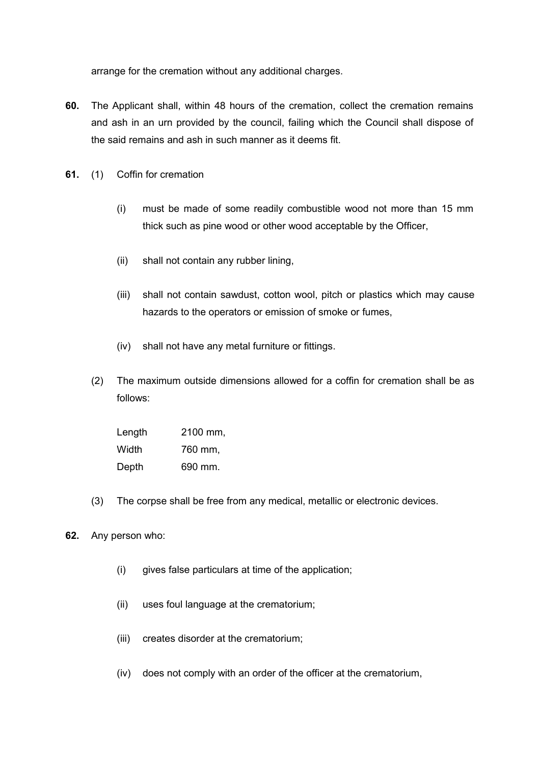arrange for the cremation without any additional charges.

**60.** The Applicant shall, within 48 hours of the cremation, collect the cremation remains and ash in an urn provided by the council, failing which the Council shall dispose of the said remains and ash in such manner as it deems fit.

**61.** (1) Coffin for cremation

(i) must be made of some readily combustible wood not more than 15 mm thick such as pine wood or other wood acceptable by the Officer,

(ii) shall not contain any rubber lining,

(iii) shall not contain sawdust, cotton wool, pitch or plastics which may cause hazards to the operators or emission of smoke or fumes,

(iv) shall not have any metal furniture or fittings.

(2) The maximum outside dimensions allowed for a coffin for cremation shall be as follows:

| | |
|---|---|
| Length | 2100 mm, |
| Width | 760 mm, |
| Depth | 690 mm. |

(3) The corpse shall be free from any medical, metallic or electronic devices.

**62.** Any person who:

(i) gives false particulars at time of the application;

(ii) uses foul language at the crematorium;

(iii) creates disorder at the crematorium;

(iv) does not comply with an order of the officer at the crematorium,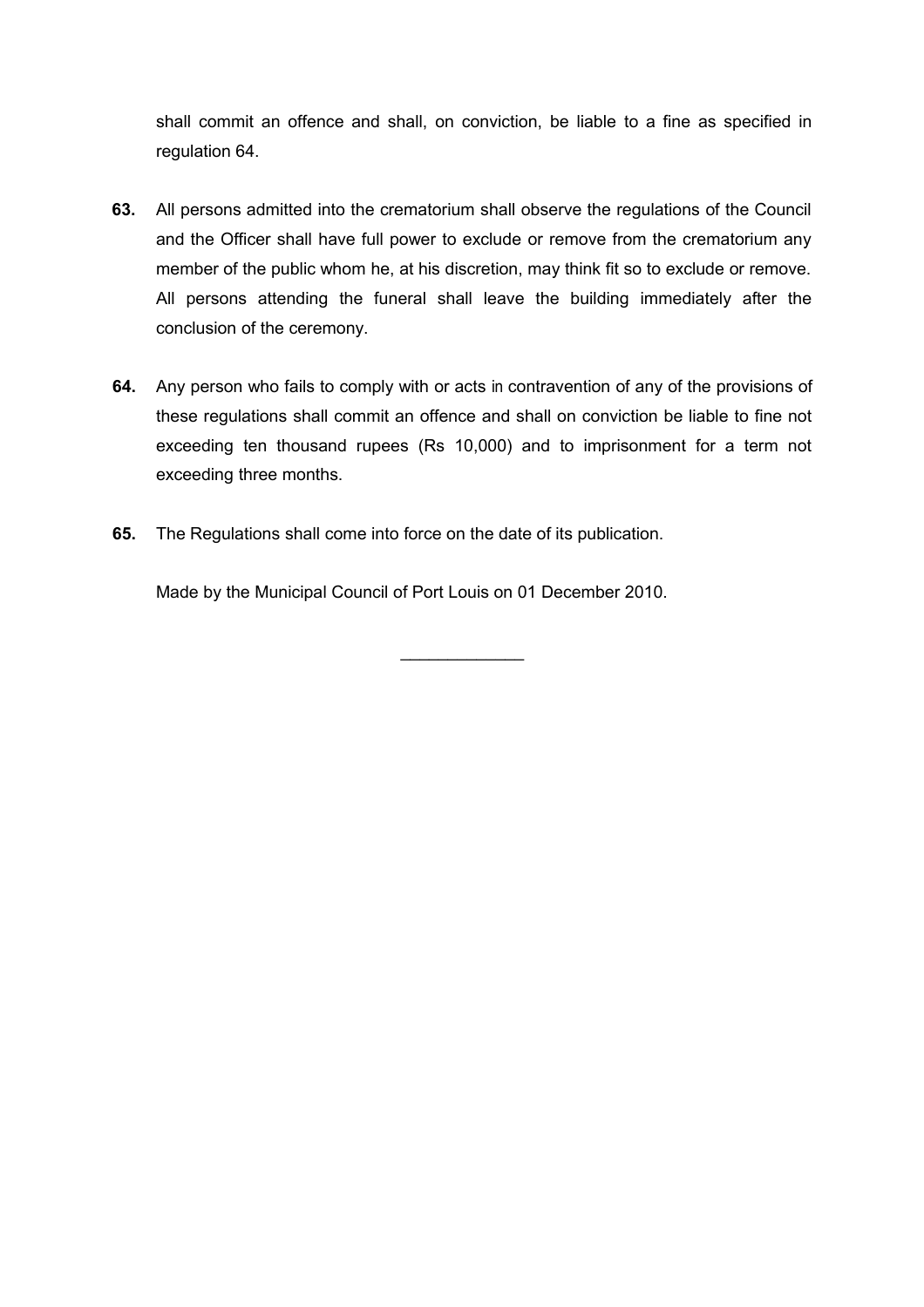shall commit an offence and shall, on conviction, be liable to a fine as specified in regulation 64.

**63.** All persons admitted into the crematorium shall observe the regulations of the Council and the Officer shall have full power to exclude or remove from the crematorium any member of the public whom he, at his discretion, may think fit so to exclude or remove. All persons attending the funeral shall leave the building immediately after the conclusion of the ceremony.

**64.** Any person who fails to comply with or acts in contravention of any of the provisions of these regulations shall commit an offence and shall on conviction be liable to fine not exceeding ten thousand rupees (Rs 10,000) and to imprisonment for a term not exceeding three months.

**65.** The Regulations shall come into force on the date of its publication.

Made by the Municipal Council of Port Louis on 01 December 2010.

_____________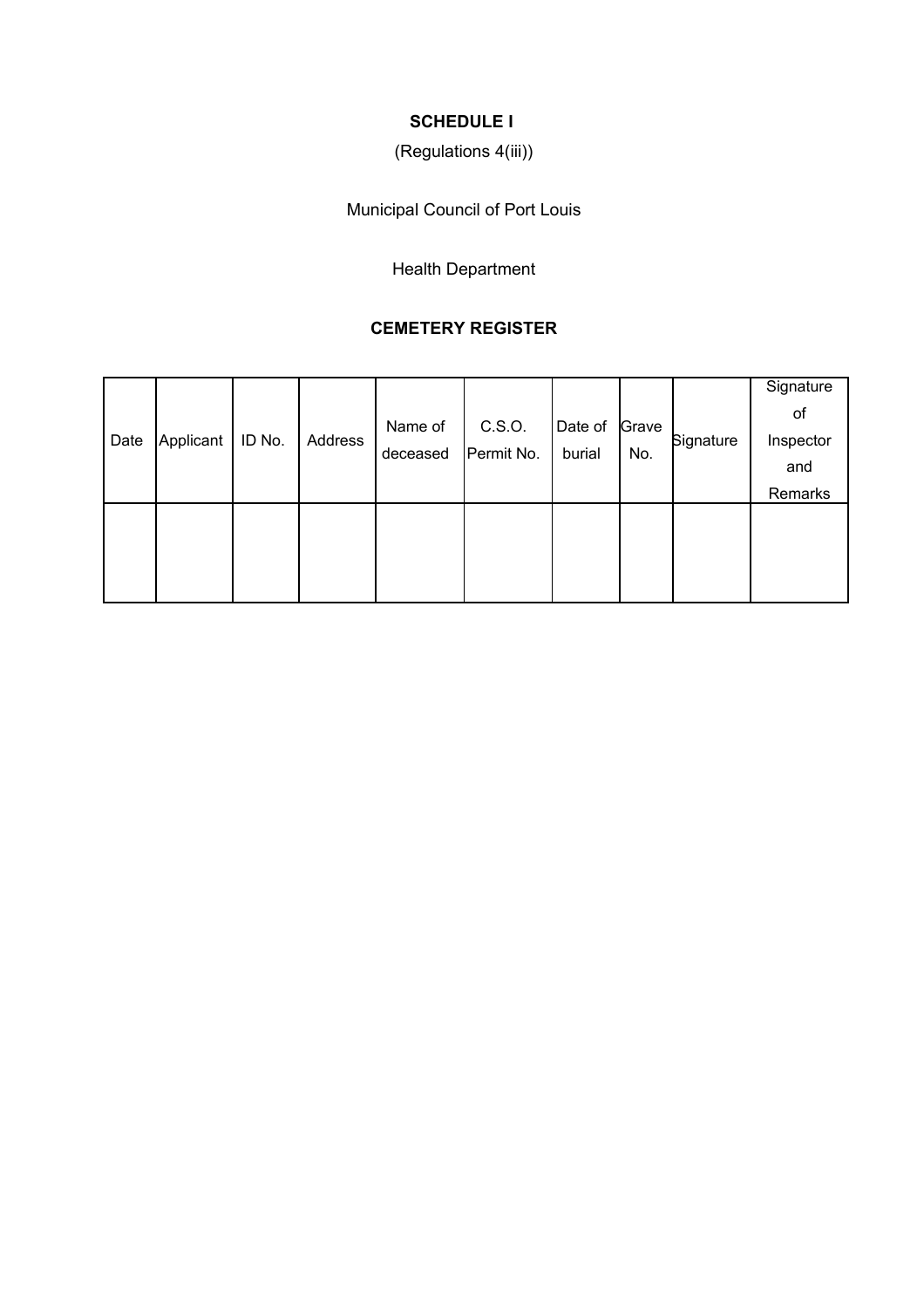**SCHEDULE I**

(Regulations 4(iii))

Municipal Council of Port Louis

Health Department

**CEMETERY REGISTER**

| Date | Applicant | ID No. | Address | Name of deceased | C.S.O. Permit No. | Date of burial | Grave No. | Signature | Signature of Inspector and Remarks |
|---|---|---|---|---|---|---|---|---|---|
| | | | | | | | | | |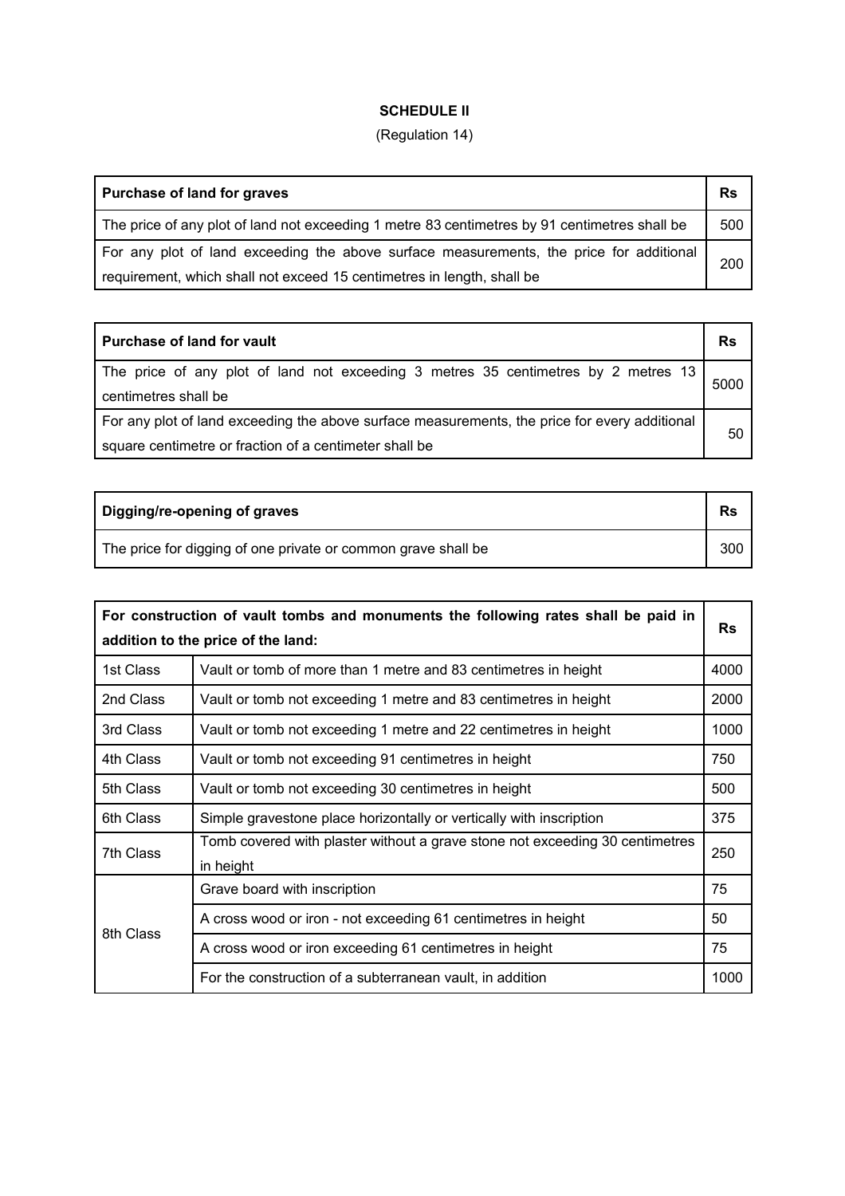**SCHEDULE II**

(Regulation 14)

| Purchase of land for graves | Rs |
|---|---|
| The price of any plot of land not exceeding 1 metre 83 centimetres by 91 centimetres shall be | 500 |
| For any plot of land exceeding the above surface measurements, the price for additional requirement, which shall not exceed 15 centimetres in length, shall be | 200 |

| Purchase of land for vault | Rs |
|---|---|
| The price of any plot of land not exceeding 3 metres 35 centimetres by 2 metres 13 centimetres shall be | 5000 |
| For any plot of land exceeding the above surface measurements, the price for every additional square centimetre or fraction of a centimeter shall be | 50 |

| Digging/re-opening of graves | Rs |
|---|---|
| The price for digging of one private or common grave shall be | 300 |

| For construction of vault tombs and monuments the following rates shall be paid in addition to the price of the land: | | Rs |
|---|---|---|
| 1st Class | Vault or tomb of more than 1 metre and 83 centimetres in height | 4000 |
| 2nd Class | Vault or tomb not exceeding 1 metre and 83 centimetres in height | 2000 |
| 3rd Class | Vault or tomb not exceeding 1 metre and 22 centimetres in height | 1000 |
| 4th Class | Vault or tomb not exceeding 91 centimetres in height | 750 |
| 5th Class | Vault or tomb not exceeding 30 centimetres in height | 500 |
| 6th Class | Simple gravestone place horizontally or vertically with inscription | 375 |
| 7th Class | Tomb covered with plaster without a grave stone not exceeding 30 centimetres in height | 250 |
| 8th Class | Grave board with inscription | 75 |
| | A cross wood or iron - not exceeding 61 centimetres in height | 50 |
| | A cross wood or iron exceeding 61 centimetres in height | 75 |
| | For the construction of a subterranean vault, in addition | 1000 |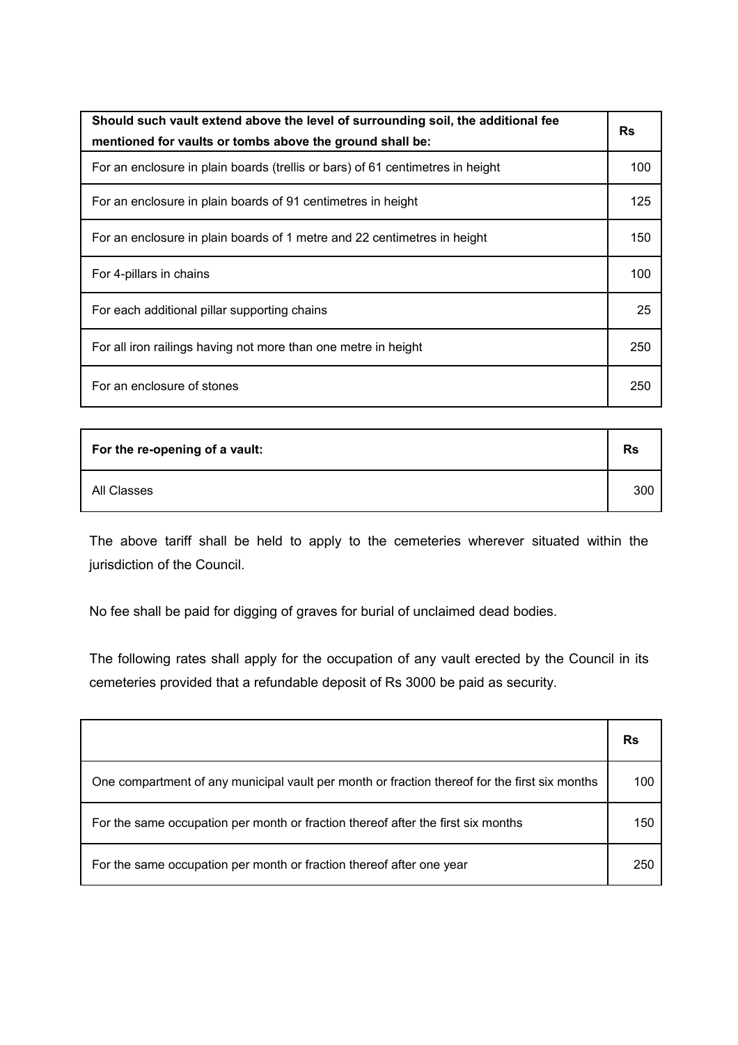| Should such vault extend above the level of surrounding soil, the additional fee mentioned for vaults or tombs above the ground shall be: | Rs |
| --- | --- |
| For an enclosure in plain boards (trellis or bars) of 61 centimetres in height | 100 |
| For an enclosure in plain boards of 91 centimetres in height | 125 |
| For an enclosure in plain boards of 1 metre and 22 centimetres in height | 150 |
| For 4-pillars in chains | 100 |
| For each additional pillar supporting chains | 25 |
| For all iron railings having not more than one metre in height | 250 |
| For an enclosure of stones | 250 |

| For the re-opening of a vault: | Rs |
| --- | --- |
| All Classes | 300 |

The above tariff shall be held to apply to the cemeteries wherever situated within the jurisdiction of the Council.

No fee shall be paid for digging of graves for burial of unclaimed dead bodies.

The following rates shall apply for the occupation of any vault erected by the Council in its cemeteries provided that a refundable deposit of Rs 3000 be paid as security.

| | Rs |
| --- | --- |
| One compartment of any municipal vault per month or fraction thereof for the first six months | 100 |
| For the same occupation per month or fraction thereof after the first six months | 150 |
| For the same occupation per month or fraction thereof after one year | 250 |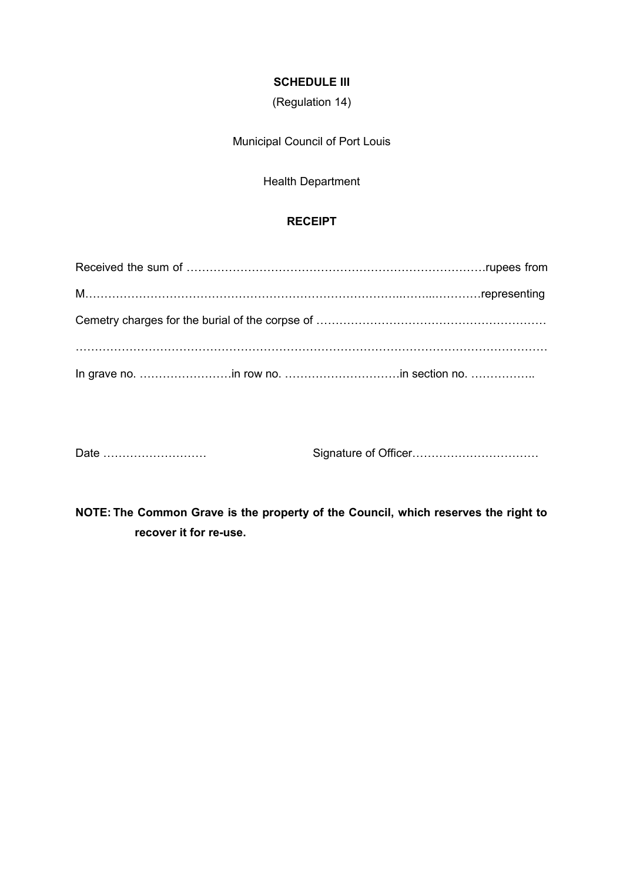**SCHEDULE III**

(Regulation 14)

Municipal Council of Port Louis

Health Department

**RECEIPT**

Received the sum of ……………………………………………………………………rupees from

M……………………………………………………………………..……..…………representing

Cemetery charges for the burial of the corpse of ……………………………………………………

……………………………………………………………………………………………………………

In grave no. ……………………in row no. …………………………in section no. ……………..

Date ………………………  Signature of Officer……………………………

**NOTE: The Common Grave is the property of the Council, which reserves the right to recover it for re-use.**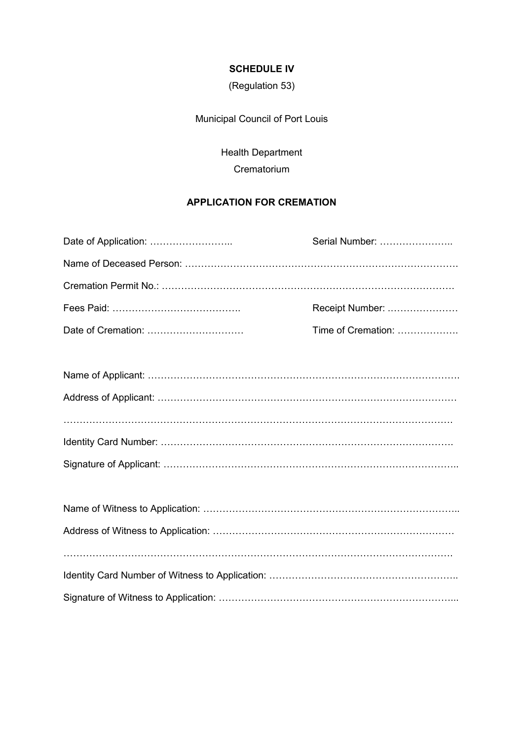**SCHEDULE IV**

(Regulation 53)

Municipal Council of Port Louis

Health Department

Crematorium

**APPLICATION FOR CREMATION**

Date of Application: …………………….. Serial Number: …………………..

Name of Deceased Person: ………………………………………………………………………

Cremation Permit No.: ……………………………………………………………………………

Fees Paid: …………………………………. Receipt Number: …………………

Date of Cremation: ………………………… Time of Cremation: ……………….

Name of Applicant: ……………………………………………………………………………..

Address of Applicant: ……………………………………………………………………………

………………………………………………………………………………………………………

Identity Card Number: ……………………………………………………………………………

Signature of Applicant: …………………………………………………………………………..

Name of Witness to Application: ………………………………………………………………..

Address of Witness to Application: ……………………………………………………………

………………………………………………………………………………………………………

Identity Card Number of Witness to Application: ………………………………………………..

Signature of Witness to Application: …………………………………………………………...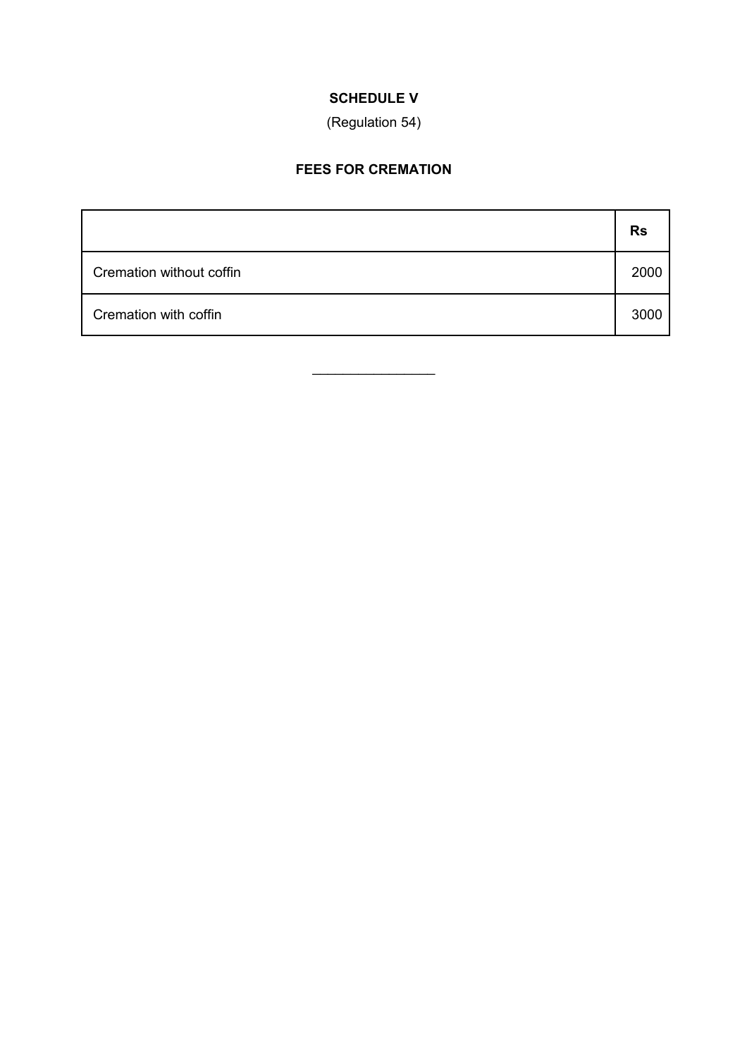**SCHEDULE V**

(Regulation 54)

**FEES FOR CREMATION**

| | **Rs** |
|---|---|
| Cremation without coffin | 2000 |
| Cremation with coffin | 3000 |

________________